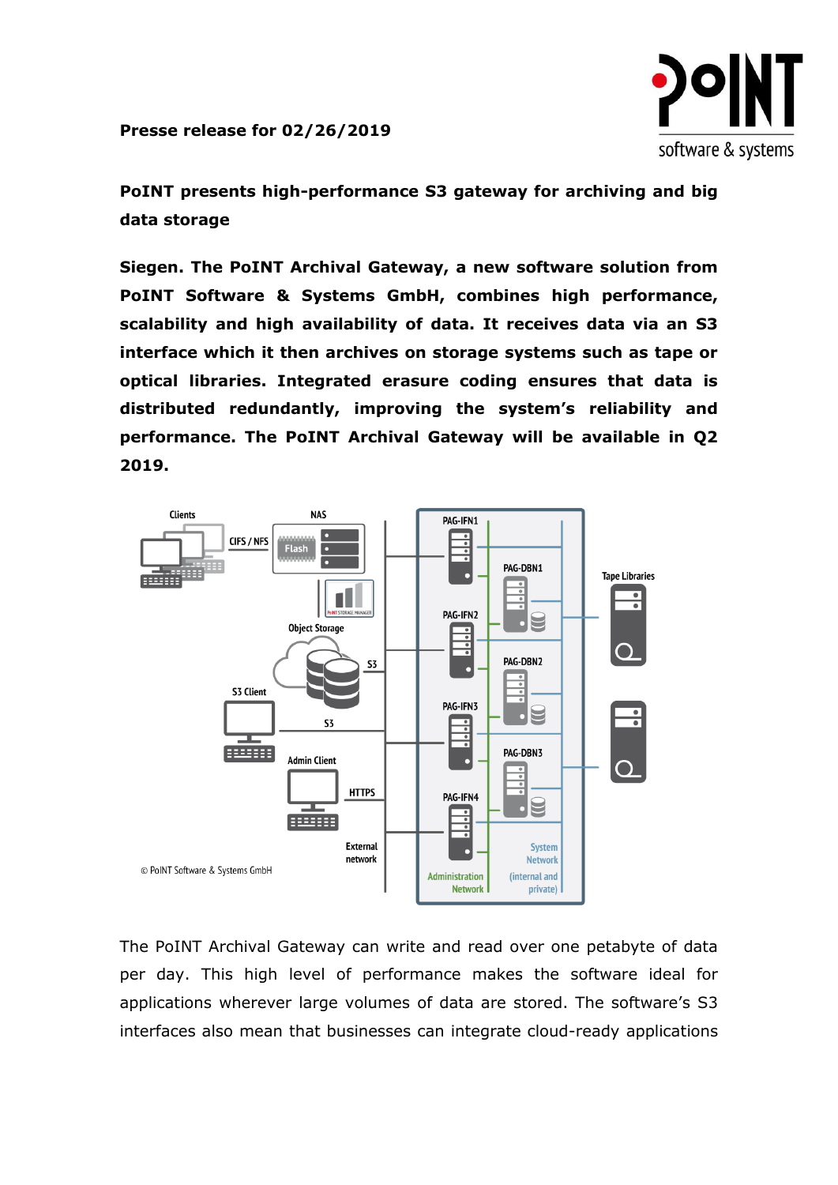**Presse release for 02/26/2019**

**PoINT presents high-performance S3 gateway for archiving and big data storage**

**Siegen. The PoINT Archival Gateway, a new software solution from PoINT Software & Systems GmbH, combines high performance, scalability and high availability of data. It receives data via an S3 interface which it then archives on storage systems such as tape or optical libraries. Integrated erasure coding ensures that data is distributed redundantly, improving the system's reliability and performance. The PoINT Archival Gateway will be available in Q2 2019.**

The PoINT Archival Gateway can write and read over one petabyte of data per day. This high level of performance makes the software ideal for applications wherever large volumes of data are stored. The software's S3 interfaces also mean that businesses can integrate cloud-ready applications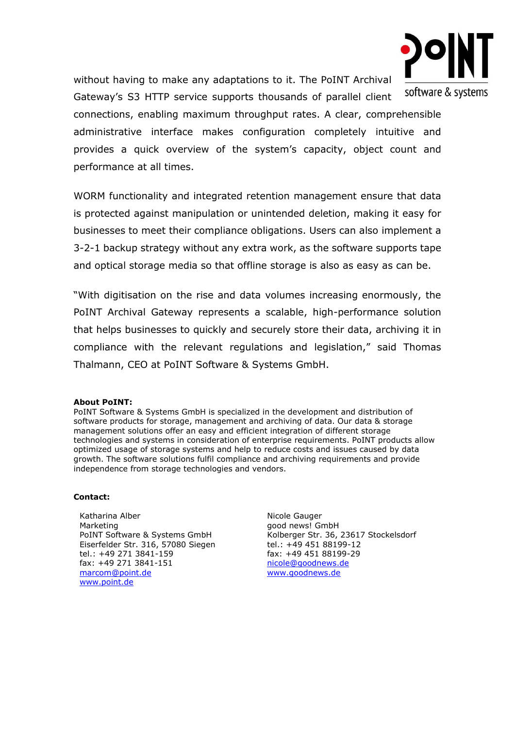without having to make any adaptations to it. The PoINT Archival Gateway's S3 HTTP service supports thousands of parallel client connections, enabling maximum throughput rates. A clear, comprehensible administrative interface makes configuration completely intuitive and provides a quick overview of the system's capacity, object count and performance at all times.

WORM functionality and integrated retention management ensure that data is protected against manipulation or unintended deletion, making it easy for businesses to meet their compliance obligations. Users can also implement a 3-2-1 backup strategy without any extra work, as the software supports tape and optical storage media so that offline storage is also as easy as can be.

"With digitisation on the rise and data volumes increasing enormously, the PoINT Archival Gateway represents a scalable, high-performance solution that helps businesses to quickly and securely store their data, archiving it in compliance with the relevant regulations and legislation," said Thomas Thalmann, CEO at PoINT Software & Systems GmbH.

**About PoINT:**
PoINT Software & Systems GmbH is specialized in the development and distribution of software products for storage, management and archiving of data. Our data & storage management solutions offer an easy and efficient integration of different storage technologies and systems in consideration of enterprise requirements. PoINT products allow optimized usage of storage systems and help to reduce costs and issues caused by data growth. The software solutions fulfil compliance and archiving requirements and provide independence from storage technologies and vendors.

**Contact:**

Katharina Alber
Marketing
PoINT Software & Systems GmbH
Eiserfelder Str. 316, 57080 Siegen
tel.: +49 271 3841-159
fax: +49 271 3841-151
marcom@point.de
www.point.de

Nicole Gauger
good news! GmbH
Kolberger Str. 36, 23617 Stockelsdorf
tel.: +49 451 88199-12
fax: +49 451 88199-29
nicole@goodnews.de
www.goodnews.de